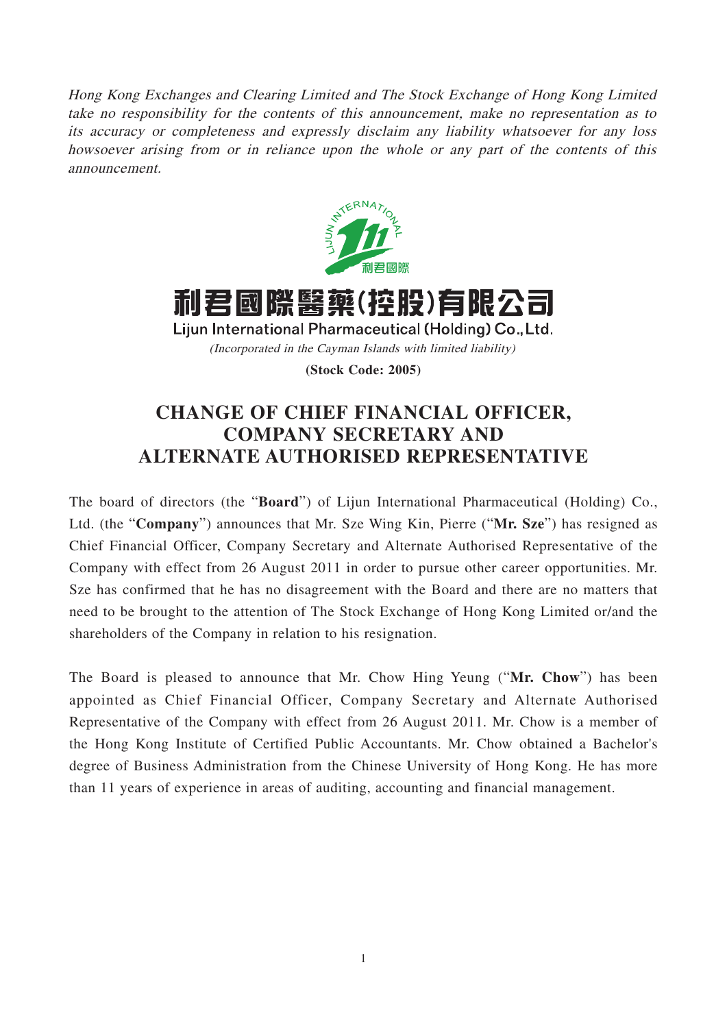*Hong Kong Exchanges and Clearing Limited and The Stock Exchange of Hong Kong Limited take no responsibility for the contents of this announcement, make no representation as to its accuracy or completeness and expressly disclaim any liability whatsoever for any loss howsoever arising from or in reliance upon the whole or any part of the contents of this announcement.*

# 利君國際醫藥(控股)有限公司
## Lijun International Pharmaceutical (Holding) Co., Ltd.

*(Incorporated in the Cayman Islands with limited liability)*

**(Stock Code: 2005)**

# CHANGE OF CHIEF FINANCIAL OFFICER, COMPANY SECRETARY AND ALTERNATE AUTHORISED REPRESENTATIVE

The board of directors (the "**Board**") of Lijun International Pharmaceutical (Holding) Co., Ltd. (the "**Company**") announces that Mr. Sze Wing Kin, Pierre ("**Mr. Sze**") has resigned as Chief Financial Officer, Company Secretary and Alternate Authorised Representative of the Company with effect from 26 August 2011 in order to pursue other career opportunities. Mr. Sze has confirmed that he has no disagreement with the Board and there are no matters that need to be brought to the attention of The Stock Exchange of Hong Kong Limited or/and the shareholders of the Company in relation to his resignation.

The Board is pleased to announce that Mr. Chow Hing Yeung ("**Mr. Chow**") has been appointed as Chief Financial Officer, Company Secretary and Alternate Authorised Representative of the Company with effect from 26 August 2011. Mr. Chow is a member of the Hong Kong Institute of Certified Public Accountants. Mr. Chow obtained a Bachelor's degree of Business Administration from the Chinese University of Hong Kong. He has more than 11 years of experience in areas of auditing, accounting and financial management.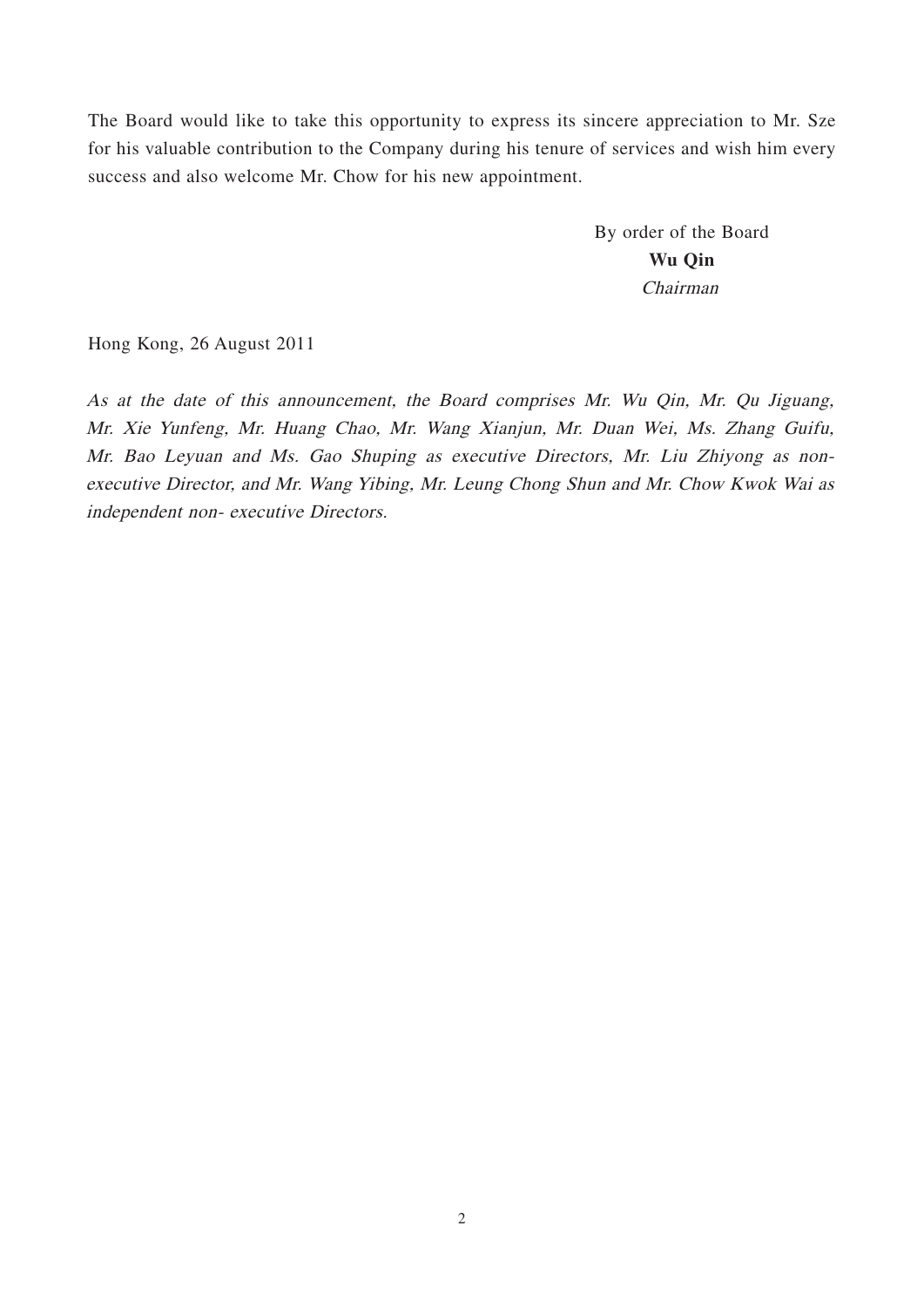The Board would like to take this opportunity to express its sincere appreciation to Mr. Sze for his valuable contribution to the Company during his tenure of services and wish him every success and also welcome Mr. Chow for his new appointment.

By order of the Board
**Wu Qin**
*Chairman*

Hong Kong, 26 August 2011

*As at the date of this announcement, the Board comprises Mr. Wu Qin, Mr. Qu Jiguang, Mr. Xie Yunfeng, Mr. Huang Chao, Mr. Wang Xianjun, Mr. Duan Wei, Ms. Zhang Guifu, Mr. Bao Leyuan and Ms. Gao Shuping as executive Directors, Mr. Liu Zhiyong as non-executive Director, and Mr. Wang Yibing, Mr. Leung Chong Shun and Mr. Chow Kwok Wai as independent non- executive Directors.*